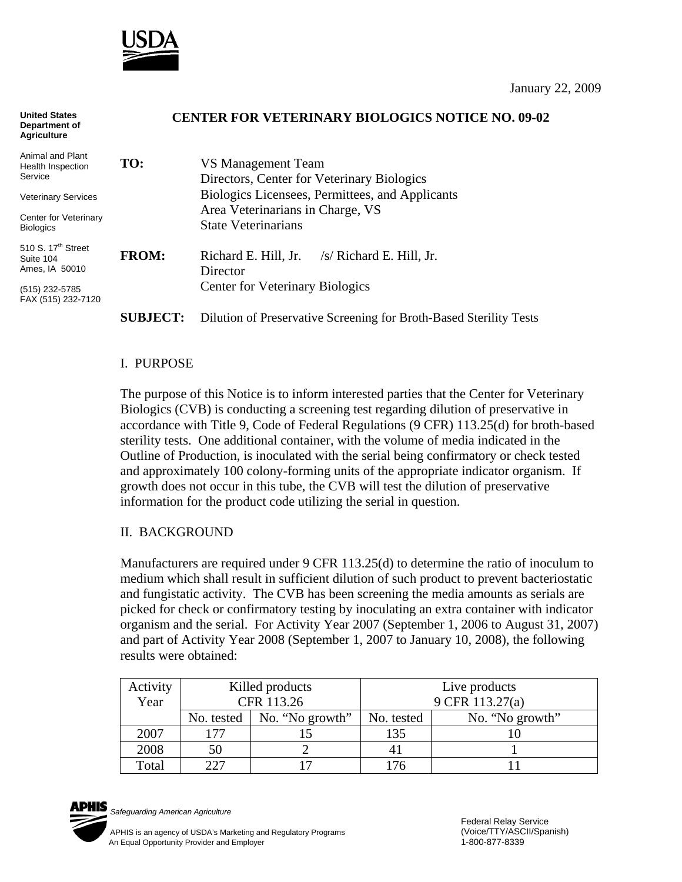USDA

January 22, 2009

United States Department of Agriculture

Animal and Plant Health Inspection Service

Veterinary Services

Center for Veterinary Biologics

510 S. 17th Street
Suite 104
Ames, IA 50010

(515) 232-5785
FAX (515) 232-7120

## CENTER FOR VETERINARY BIOLOGICS NOTICE NO. 09-02

**TO:** VS Management Team
Directors, Center for Veterinary Biologics
Biologics Licensees, Permittees, and Applicants
Area Veterinarians in Charge, VS
State Veterinarians

**FROM:** Richard E. Hill, Jr. /s/ Richard E. Hill, Jr.
Director
Center for Veterinary Biologics

**SUBJECT:** Dilution of Preservative Screening for Broth-Based Sterility Tests

I. PURPOSE

The purpose of this Notice is to inform interested parties that the Center for Veterinary Biologics (CVB) is conducting a screening test regarding dilution of preservative in accordance with Title 9, Code of Federal Regulations (9 CFR) 113.25(d) for broth-based sterility tests. One additional container, with the volume of media indicated in the Outline of Production, is inoculated with the serial being confirmatory or check tested and approximately 100 colony-forming units of the appropriate indicator organism. If growth does not occur in this tube, the CVB will test the dilution of preservative information for the product code utilizing the serial in question.

II. BACKGROUND

Manufacturers are required under 9 CFR 113.25(d) to determine the ratio of inoculum to medium which shall result in sufficient dilution of such product to prevent bacteriostatic and fungistatic activity. The CVB has been screening the media amounts as serials are picked for check or confirmatory testing by inoculating an extra container with indicator organism and the serial. For Activity Year 2007 (September 1, 2006 to August 31, 2007) and part of Activity Year 2008 (September 1, 2007 to January 10, 2008), the following results were obtained:

| Activity Year | Killed products CFR 113.26 | | Live products 9 CFR 113.27(a) | |
|---|---|---|---|---|
| | No. tested | No. "No growth" | No. tested | No. "No growth" |
| 2007 | 177 | 15 | 135 | 10 |
| 2008 | 50 | 2 | 41 | 1 |
| Total | 227 | 17 | 176 | 11 |

APHIS *Safeguarding American Agriculture*

APHIS is an agency of USDA's Marketing and Regulatory Programs
An Equal Opportunity Provider and Employer

Federal Relay Service
(Voice/TTY/ASCII/Spanish)
1-800-877-8339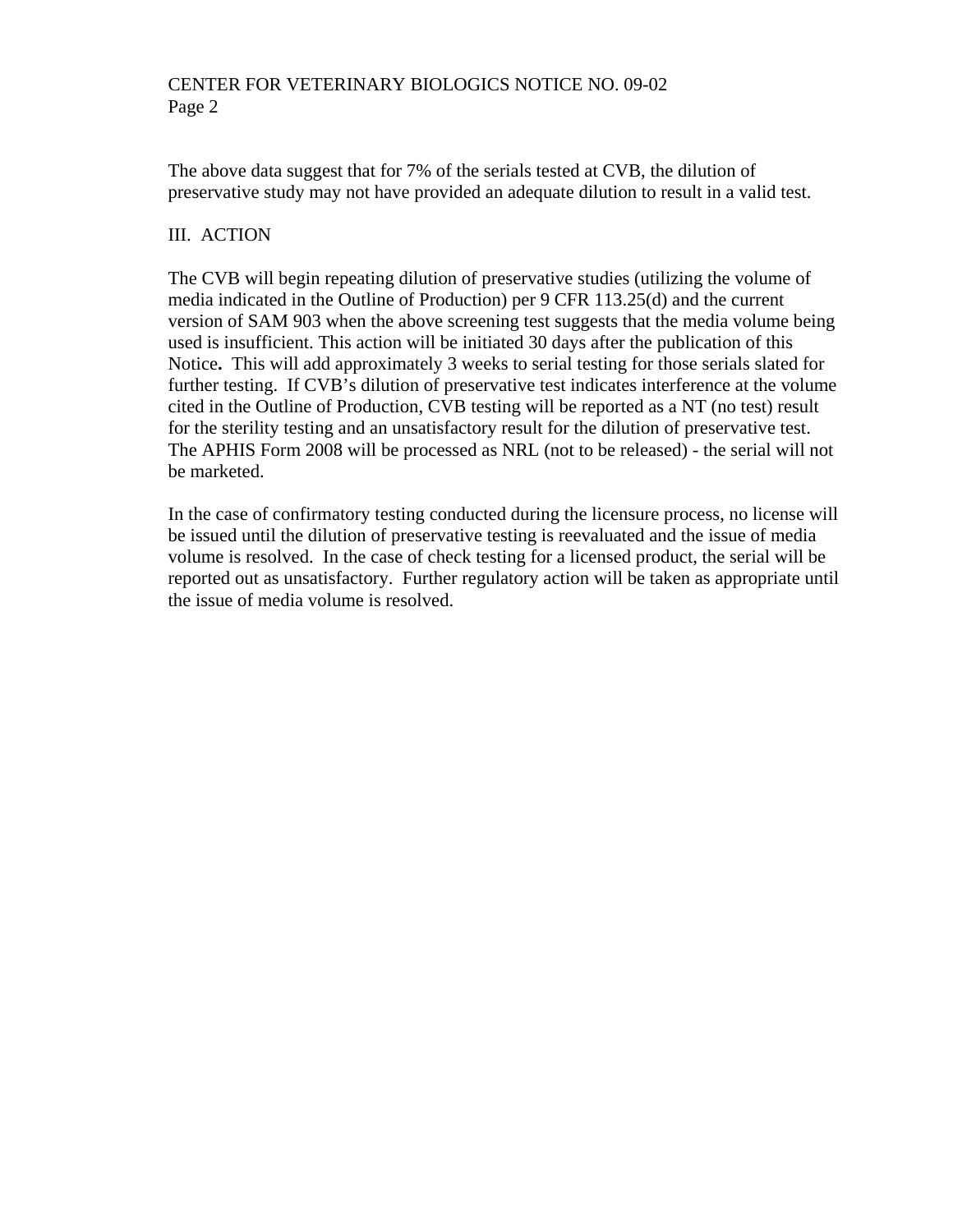The above data suggest that for 7% of the serials tested at CVB, the dilution of preservative study may not have provided an adequate dilution to result in a valid test.

## III. ACTION

The CVB will begin repeating dilution of preservative studies (utilizing the volume of media indicated in the Outline of Production) per 9 CFR 113.25(d) and the current version of SAM 903 when the above screening test suggests that the media volume being used is insufficient. This action will be initiated 30 days after the publication of this Notice**.** This will add approximately 3 weeks to serial testing for those serials slated for further testing. If CVB's dilution of preservative test indicates interference at the volume cited in the Outline of Production, CVB testing will be reported as a NT (no test) result for the sterility testing and an unsatisfactory result for the dilution of preservative test. The APHIS Form 2008 will be processed as NRL (not to be released) - the serial will not be marketed.

In the case of confirmatory testing conducted during the licensure process, no license will be issued until the dilution of preservative testing is reevaluated and the issue of media volume is resolved. In the case of check testing for a licensed product, the serial will be reported out as unsatisfactory. Further regulatory action will be taken as appropriate until the issue of media volume is resolved.